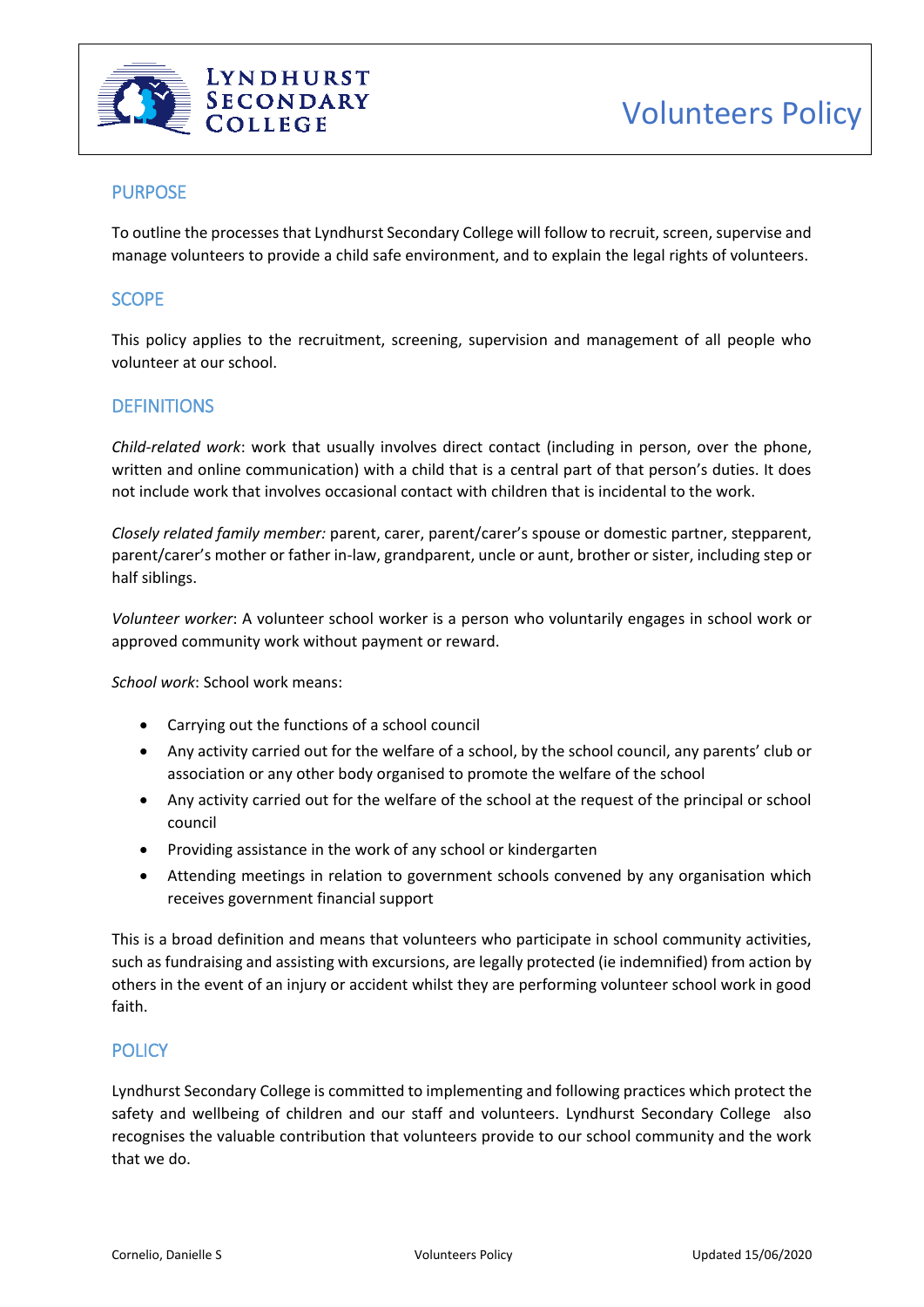# Volunteers Policy

## PURPOSE

To outline the processes that Lyndhurst Secondary College will follow to recruit, screen, supervise and manage volunteers to provide a child safe environment, and to explain the legal rights of volunteers.

## SCOPE

This policy applies to the recruitment, screening, supervision and management of all people who volunteer at our school.

## DEFINITIONS

*Child-related work*: work that usually involves direct contact (including in person, over the phone, written and online communication) with a child that is a central part of that person's duties. It does not include work that involves occasional contact with children that is incidental to the work.

*Closely related family member:* parent, carer, parent/carer's spouse or domestic partner, stepparent, parent/carer's mother or father in-law, grandparent, uncle or aunt, brother or sister, including step or half siblings.

*Volunteer worker*: A volunteer school worker is a person who voluntarily engages in school work or approved community work without payment or reward.

*School work*: School work means:

- Carrying out the functions of a school council
- Any activity carried out for the welfare of a school, by the school council, any parents' club or association or any other body organised to promote the welfare of the school
- Any activity carried out for the welfare of the school at the request of the principal or school council
- Providing assistance in the work of any school or kindergarten
- Attending meetings in relation to government schools convened by any organisation which receives government financial support

This is a broad definition and means that volunteers who participate in school community activities, such as fundraising and assisting with excursions, are legally protected (ie indemnified) from action by others in the event of an injury or accident whilst they are performing volunteer school work in good faith.

## POLICY

Lyndhurst Secondary College is committed to implementing and following practices which protect the safety and wellbeing of children and our staff and volunteers. Lyndhurst Secondary College also recognises the valuable contribution that volunteers provide to our school community and the work that we do.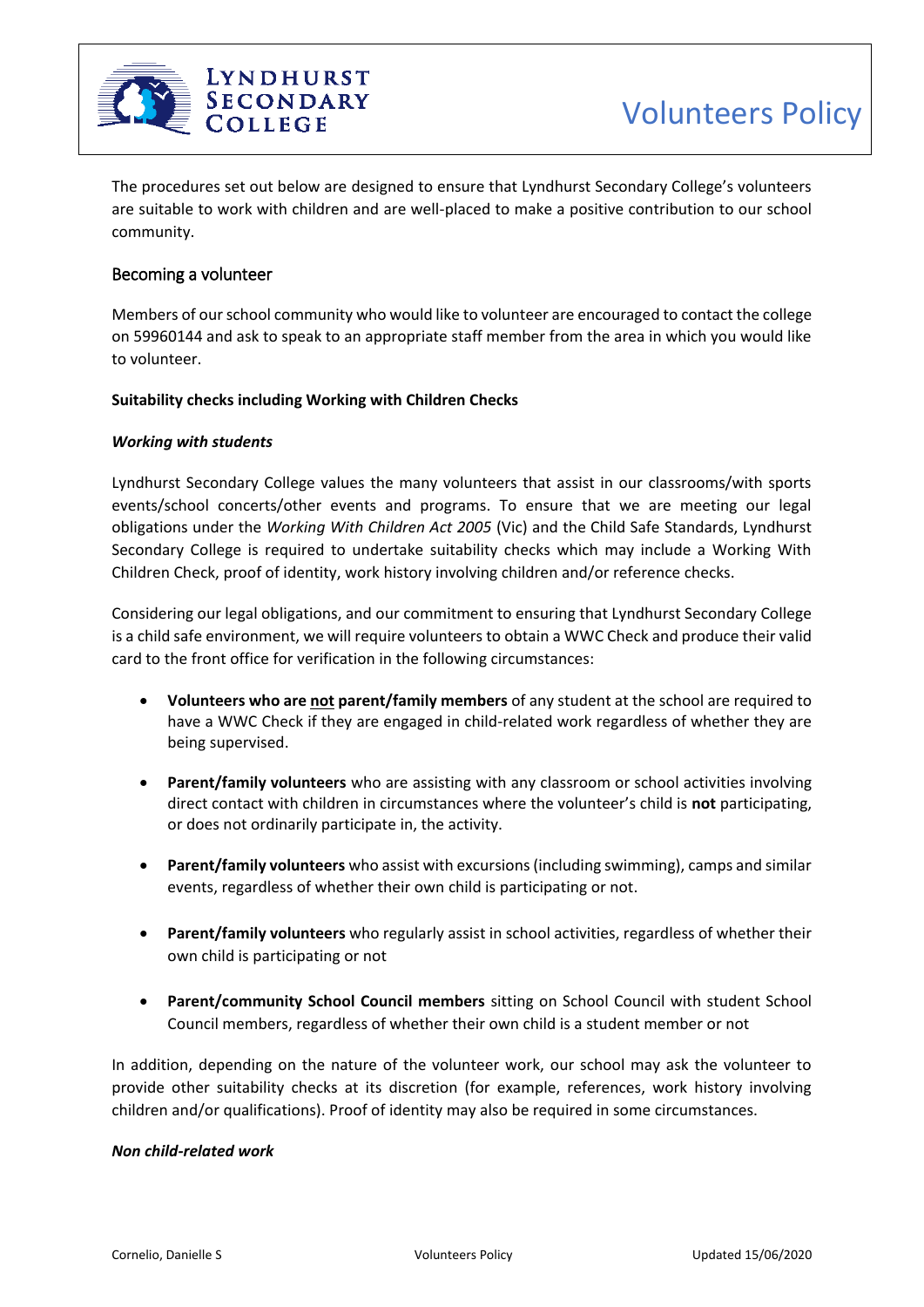The procedures set out below are designed to ensure that Lyndhurst Secondary College's volunteers are suitable to work with children and are well-placed to make a positive contribution to our school community.

## Becoming a volunteer

Members of our school community who would like to volunteer are encouraged to contact the college on 59960144 and ask to speak to an appropriate staff member from the area in which you would like to volunteer.

**Suitability checks including Working with Children Checks**

***Working with students***

Lyndhurst Secondary College values the many volunteers that assist in our classrooms/with sports events/school concerts/other events and programs. To ensure that we are meeting our legal obligations under the *Working With Children Act 2005* (Vic) and the Child Safe Standards, Lyndhurst Secondary College is required to undertake suitability checks which may include a Working With Children Check, proof of identity, work history involving children and/or reference checks.

Considering our legal obligations, and our commitment to ensuring that Lyndhurst Secondary College is a child safe environment, we will require volunteers to obtain a WWC Check and produce their valid card to the front office for verification in the following circumstances:

- **Volunteers who are <u>not</u> parent/family members** of any student at the school are required to have a WWC Check if they are engaged in child-related work regardless of whether they are being supervised.
- **Parent/family volunteers** who are assisting with any classroom or school activities involving direct contact with children in circumstances where the volunteer's child is **not** participating, or does not ordinarily participate in, the activity.
- **Parent/family volunteers** who assist with excursions (including swimming), camps and similar events, regardless of whether their own child is participating or not.
- **Parent/family volunteers** who regularly assist in school activities, regardless of whether their own child is participating or not
- **Parent/community School Council members** sitting on School Council with student School Council members, regardless of whether their own child is a student member or not

In addition, depending on the nature of the volunteer work, our school may ask the volunteer to provide other suitability checks at its discretion (for example, references, work history involving children and/or qualifications). Proof of identity may also be required in some circumstances.

***Non child-related work***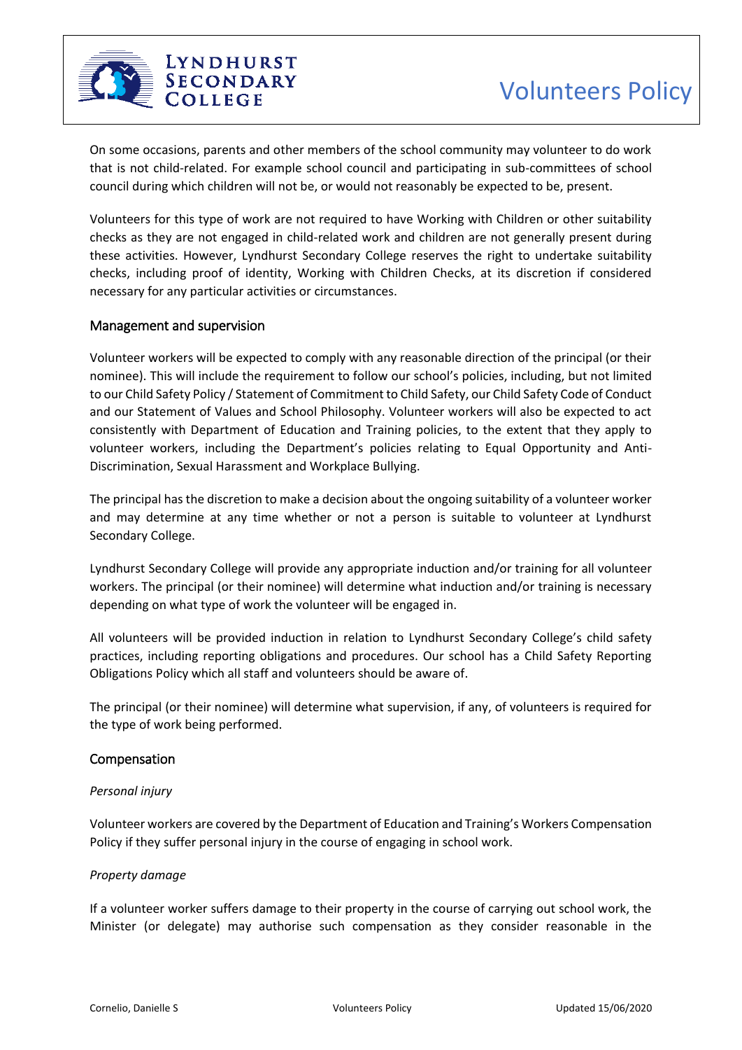On some occasions, parents and other members of the school community may volunteer to do work that is not child-related. For example school council and participating in sub-committees of school council during which children will not be, or would not reasonably be expected to be, present.

Volunteers for this type of work are not required to have Working with Children or other suitability checks as they are not engaged in child-related work and children are not generally present during these activities. However, Lyndhurst Secondary College reserves the right to undertake suitability checks, including proof of identity, Working with Children Checks, at its discretion if considered necessary for any particular activities or circumstances.

## Management and supervision

Volunteer workers will be expected to comply with any reasonable direction of the principal (or their nominee). This will include the requirement to follow our school's policies, including, but not limited to our Child Safety Policy / Statement of Commitment to Child Safety, our Child Safety Code of Conduct and our Statement of Values and School Philosophy. Volunteer workers will also be expected to act consistently with Department of Education and Training policies, to the extent that they apply to volunteer workers, including the Department's policies relating to Equal Opportunity and Anti-Discrimination, Sexual Harassment and Workplace Bullying.

The principal has the discretion to make a decision about the ongoing suitability of a volunteer worker and may determine at any time whether or not a person is suitable to volunteer at Lyndhurst Secondary College.

Lyndhurst Secondary College will provide any appropriate induction and/or training for all volunteer workers. The principal (or their nominee) will determine what induction and/or training is necessary depending on what type of work the volunteer will be engaged in.

All volunteers will be provided induction in relation to Lyndhurst Secondary College's child safety practices, including reporting obligations and procedures. Our school has a Child Safety Reporting Obligations Policy which all staff and volunteers should be aware of.

The principal (or their nominee) will determine what supervision, if any, of volunteers is required for the type of work being performed.

## Compensation

### *Personal injury*

Volunteer workers are covered by the Department of Education and Training's Workers Compensation Policy if they suffer personal injury in the course of engaging in school work.

### *Property damage*

If a volunteer worker suffers damage to their property in the course of carrying out school work, the Minister (or delegate) may authorise such compensation as they consider reasonable in the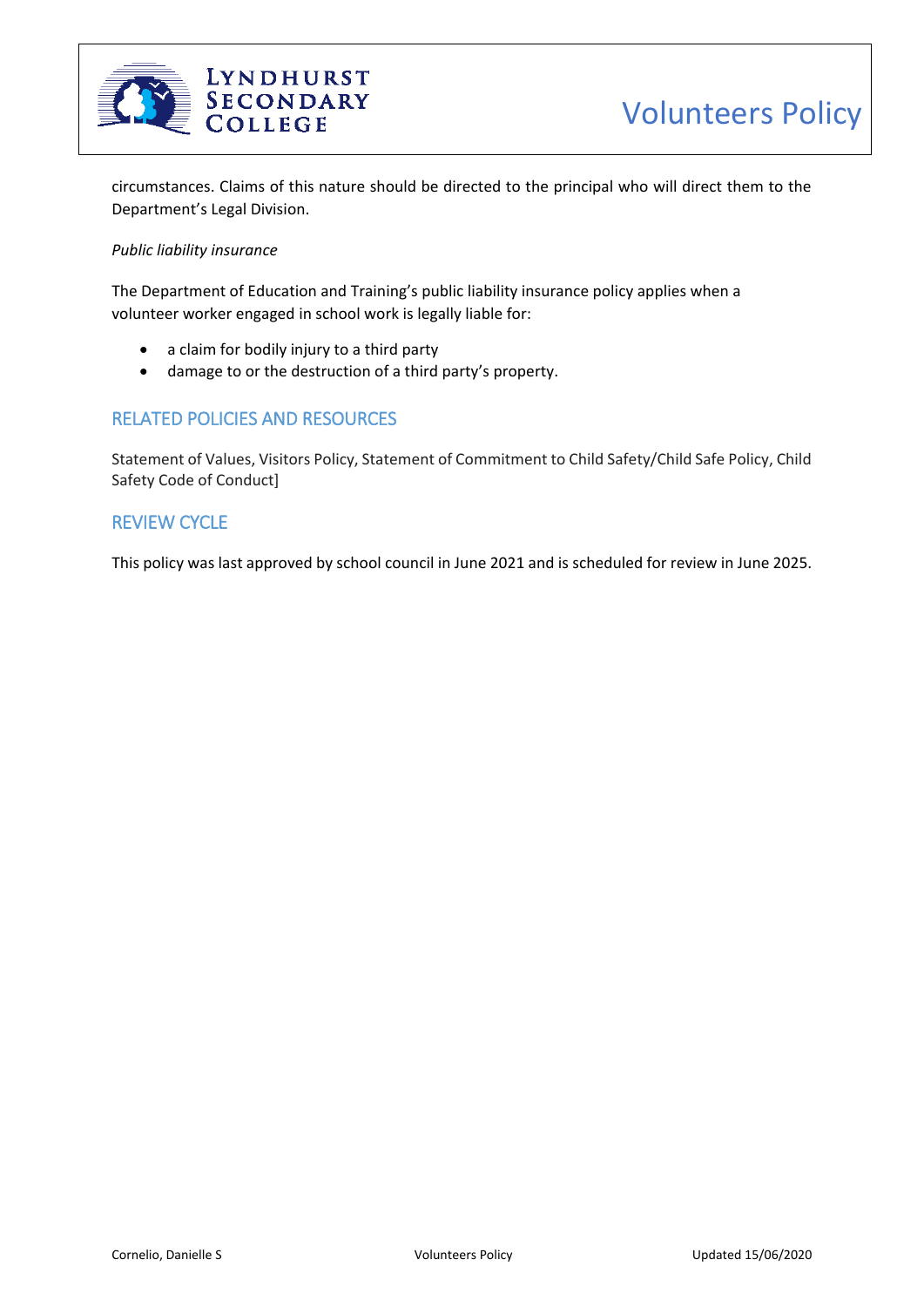circumstances. Claims of this nature should be directed to the principal who will direct them to the Department's Legal Division.

*Public liability insurance*

The Department of Education and Training's public liability insurance policy applies when a volunteer worker engaged in school work is legally liable for:

- a claim for bodily injury to a third party
- damage to or the destruction of a third party's property.

## RELATED POLICIES AND RESOURCES

Statement of Values, Visitors Policy, Statement of Commitment to Child Safety/Child Safe Policy, Child Safety Code of Conduct]

## REVIEW CYCLE

This policy was last approved by school council in June 2021 and is scheduled for review in June 2025.